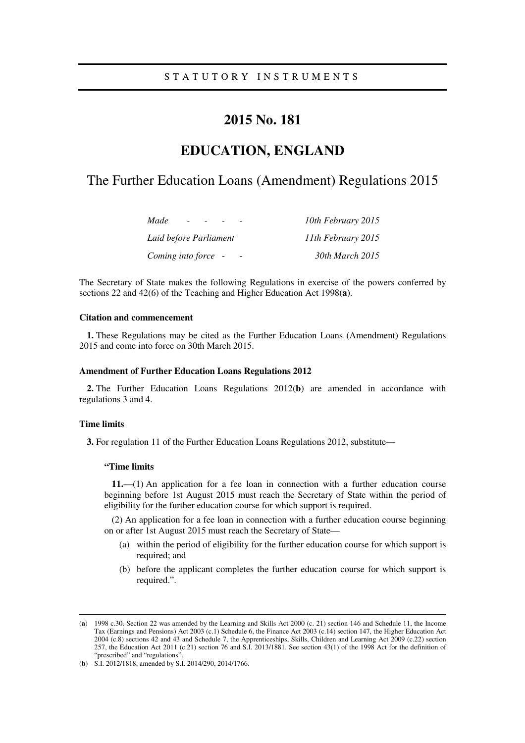STATUTORY INSTRUMENTS

# 2015 No. 181

# EDUCATION, ENGLAND

## The Further Education Loans (Amendment) Regulations 2015

| | |
|---|---|
| *Made* | *10th February 2015* |
| *Laid before Parliament* | *11th February 2015* |
| *Coming into force* | *30th March 2015* |

The Secretary of State makes the following Regulations in exercise of the powers conferred by sections 22 and 42(6) of the Teaching and Higher Education Act 1998(**a**).

### Citation and commencement

**1.** These Regulations may be cited as the Further Education Loans (Amendment) Regulations 2015 and come into force on 30th March 2015.

### Amendment of Further Education Loans Regulations 2012

**2.** The Further Education Loans Regulations 2012(**b**) are amended in accordance with regulations 3 and 4.

### Time limits

**3.** For regulation 11 of the Further Education Loans Regulations 2012, substitute—

> **"Time limits**
>
> **11.**—(1) An application for a fee loan in connection with a further education course beginning before 1st August 2015 must reach the Secretary of State within the period of eligibility for the further education course for which support is required.
>
> (2) An application for a fee loan in connection with a further education course beginning on or after 1st August 2015 must reach the Secretary of State—
>
> (a) within the period of eligibility for the further education course for which support is required; and
>
> (b) before the applicant completes the further education course for which support is required.".

---

(**a**) 1998 c.30. Section 22 was amended by the Learning and Skills Act 2000 (c. 21) section 146 and Schedule 11, the Income Tax (Earnings and Pensions) Act 2003 (c.1) Schedule 6, the Finance Act 2003 (c.14) section 147, the Higher Education Act 2004 (c.8) sections 42 and 43 and Schedule 7, the Apprenticeships, Skills, Children and Learning Act 2009 (c.22) section 257, the Education Act 2011 (c.21) section 76 and S.I. 2013/1881. See section 43(1) of the 1998 Act for the definition of "prescribed" and "regulations".

(**b**) S.I. 2012/1818, amended by S.I. 2014/290, 2014/1766.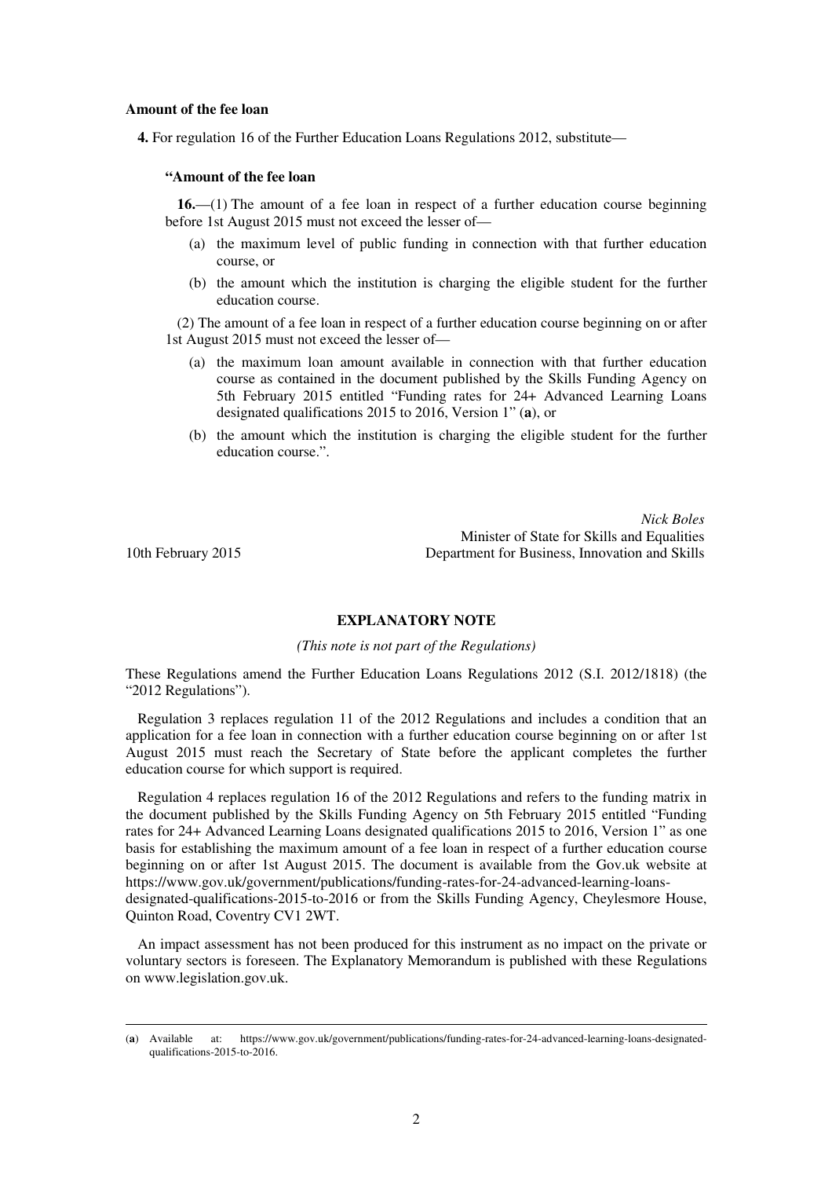**Amount of the fee loan**

**4.** For regulation 16 of the Further Education Loans Regulations 2012, substitute—

**"Amount of the fee loan**

**16.**—(1) The amount of a fee loan in respect of a further education course beginning before 1st August 2015 must not exceed the lesser of—

(a) the maximum level of public funding in connection with that further education course, or

(b) the amount which the institution is charging the eligible student for the further education course.

(2) The amount of a fee loan in respect of a further education course beginning on or after 1st August 2015 must not exceed the lesser of—

(a) the maximum loan amount available in connection with that further education course as contained in the document published by the Skills Funding Agency on 5th February 2015 entitled "Funding rates for 24+ Advanced Learning Loans designated qualifications 2015 to 2016, Version 1" (**a**), or

(b) the amount which the institution is charging the eligible student for the further education course.".

*Nick Boles*
Minister of State for Skills and Equalities
Department for Business, Innovation and Skills

10th February 2015

## EXPLANATORY NOTE

*(This note is not part of the Regulations)*

These Regulations amend the Further Education Loans Regulations 2012 (S.I. 2012/1818) (the "2012 Regulations").

Regulation 3 replaces regulation 11 of the 2012 Regulations and includes a condition that an application for a fee loan in connection with a further education course beginning on or after 1st August 2015 must reach the Secretary of State before the applicant completes the further education course for which support is required.

Regulation 4 replaces regulation 16 of the 2012 Regulations and refers to the funding matrix in the document published by the Skills Funding Agency on 5th February 2015 entitled "Funding rates for 24+ Advanced Learning Loans designated qualifications 2015 to 2016, Version 1" as one basis for establishing the maximum amount of a fee loan in respect of a further education course beginning on or after 1st August 2015. The document is available from the Gov.uk website at https://www.gov.uk/government/publications/funding-rates-for-24-advanced-learning-loans-designated-qualifications-2015-to-2016 or from the Skills Funding Agency, Cheylesmore House, Quinton Road, Coventry CV1 2WT.

An impact assessment has not been produced for this instrument as no impact on the private or voluntary sectors is foreseen. The Explanatory Memorandum is published with these Regulations on www.legislation.gov.uk.

(**a**) Available at: https://www.gov.uk/government/publications/funding-rates-for-24-advanced-learning-loans-designated-qualifications-2015-to-2016.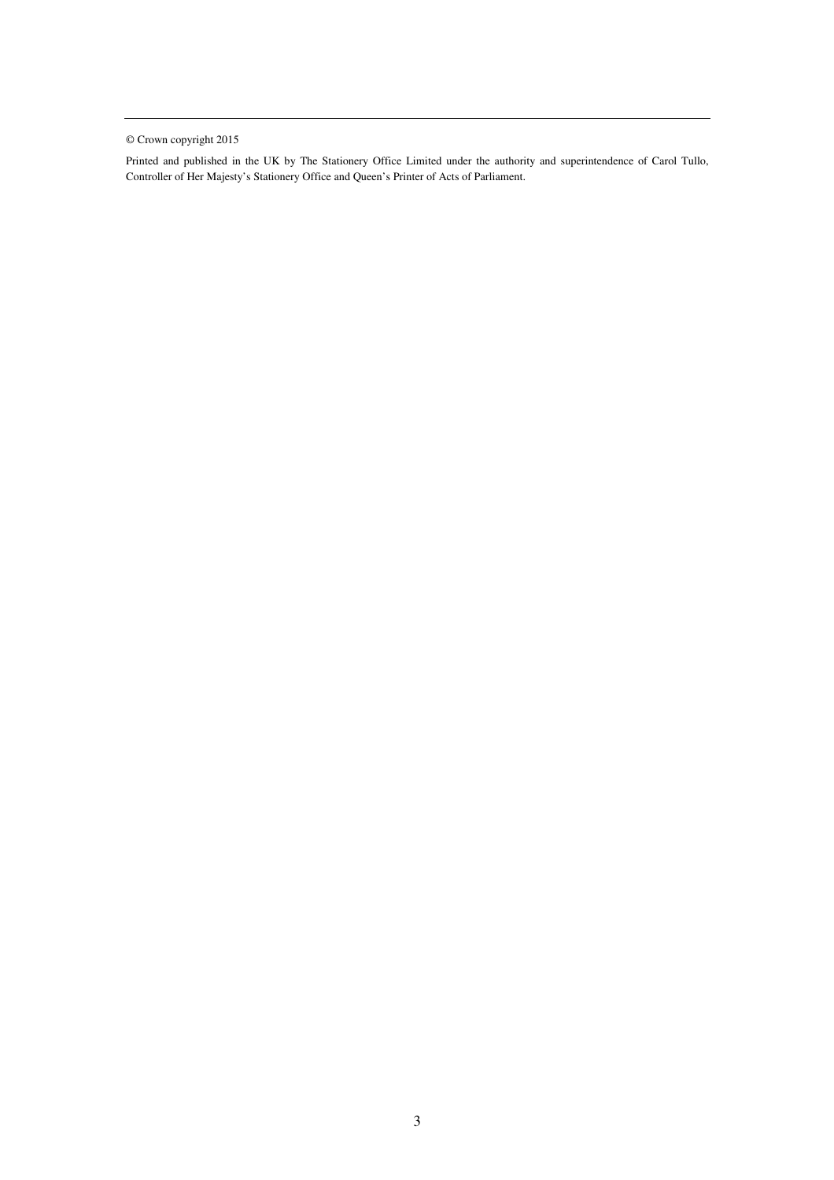© Crown copyright 2015

Printed and published in the UK by The Stationery Office Limited under the authority and superintendence of Carol Tullo, Controller of Her Majesty's Stationery Office and Queen's Printer of Acts of Parliament.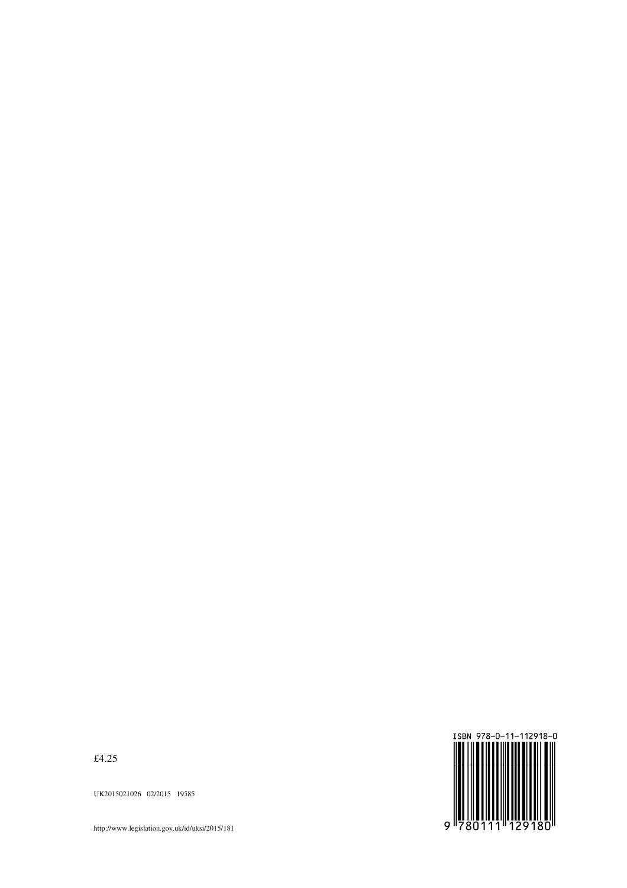£4.25

UK2015021026 02/2015 19585

http://www.legislation.gov.uk/id/uksi/2015/181

ISBN 978-0-11-112918-0

9 780111 129180